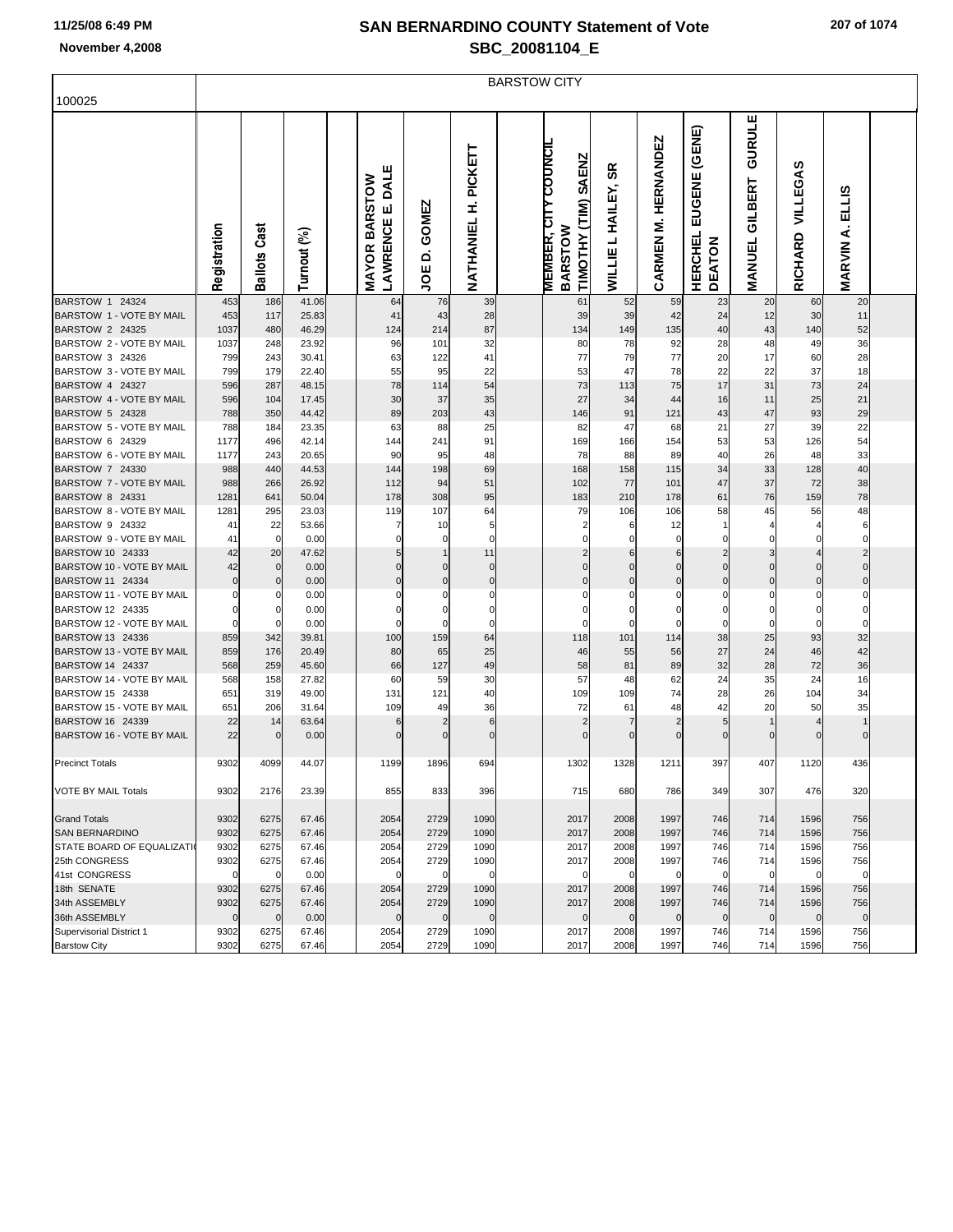# SAN BERNARDINO COUNTY Statement of Vote

## SBC_20081104_E

November 4,2008

### BARSTOW CITY

100025

| | Registration | Ballots Cast | Turnout (%) | MAYOR BARSTOW LAWRENCE E. DALE | JOE D. GOMEZ | NATHANIEL H. PICKETT | MEMBER, CITY COUNCIL BARSTOW TIMOTHY (TIM) SAENZ | WILLIE L HAILEY, SR | CARMEN M. HERNANDEZ | HERCHEL EUGENE (GENE) DEATON | MANUEL GILBERT GURULE | RICHARD VILLEGAS | MARVIN A. ELLIS |
|---|---|---|---|---|---|---|---|---|---|---|---|---|---|
| BARSTOW 1 24324 | 453 | 186 | 41.06 | 64 | 76 | 39 | 61 | 52 | 59 | 23 | 20 | 60 | 20 |
| BARSTOW 1 - VOTE BY MAIL | 453 | 117 | 25.83 | 41 | 43 | 28 | 39 | 39 | 42 | 24 | 12 | 30 | 11 |
| BARSTOW 2 24325 | 1037 | 480 | 46.29 | 124 | 214 | 87 | 134 | 149 | 135 | 40 | 43 | 140 | 52 |
| BARSTOW 2 - VOTE BY MAIL | 1037 | 248 | 23.92 | 96 | 101 | 32 | 80 | 78 | 92 | 28 | 48 | 49 | 36 |
| BARSTOW 3 24326 | 799 | 243 | 30.41 | 63 | 122 | 41 | 77 | 79 | 77 | 20 | 17 | 60 | 28 |
| BARSTOW 3 - VOTE BY MAIL | 799 | 179 | 22.40 | 55 | 95 | 22 | 53 | 47 | 78 | 22 | 22 | 37 | 18 |
| BARSTOW 4 24327 | 596 | 287 | 48.15 | 78 | 114 | 54 | 73 | 113 | 75 | 17 | 31 | 73 | 24 |
| BARSTOW 4 - VOTE BY MAIL | 596 | 104 | 17.45 | 30 | 37 | 35 | 27 | 34 | 44 | 16 | 11 | 25 | 21 |
| BARSTOW 5 24328 | 788 | 350 | 44.42 | 89 | 203 | 43 | 146 | 91 | 121 | 43 | 47 | 93 | 29 |
| BARSTOW 5 - VOTE BY MAIL | 788 | 184 | 23.35 | 63 | 88 | 25 | 82 | 47 | 68 | 21 | 27 | 39 | 22 |
| BARSTOW 6 24329 | 1177 | 496 | 42.14 | 144 | 241 | 91 | 169 | 166 | 154 | 53 | 53 | 126 | 54 |
| BARSTOW 6 - VOTE BY MAIL | 1177 | 243 | 20.65 | 90 | 95 | 48 | 78 | 88 | 89 | 40 | 26 | 48 | 33 |
| BARSTOW 7 24330 | 988 | 440 | 44.53 | 144 | 198 | 69 | 168 | 158 | 115 | 34 | 33 | 128 | 40 |
| BARSTOW 7 - VOTE BY MAIL | 988 | 266 | 26.92 | 112 | 94 | 51 | 102 | 77 | 101 | 47 | 37 | 72 | 38 |
| BARSTOW 8 24331 | 1281 | 641 | 50.04 | 178 | 308 | 95 | 183 | 210 | 178 | 61 | 76 | 159 | 78 |
| BARSTOW 8 - VOTE BY MAIL | 1281 | 295 | 23.03 | 119 | 107 | 64 | 79 | 106 | 106 | 58 | 45 | 56 | 48 |
| BARSTOW 9 24332 | 41 | 22 | 53.66 | 7 | 10 | 5 | 2 | 6 | 12 | 1 | 4 | 4 | 6 |
| BARSTOW 9 - VOTE BY MAIL | 41 | 0 | 0.00 | 0 | 0 | 0 | 0 | 0 | 0 | 0 | 0 | 0 | 0 |
| BARSTOW 10 24333 | 42 | 20 | 47.62 | 5 | 1 | 11 | 2 | 6 | 6 | 2 | 3 | 4 | 2 |
| BARSTOW 10 - VOTE BY MAIL | 42 | 0 | 0.00 | 0 | 0 | 0 | 0 | 0 | 0 | 0 | 0 | 0 | 0 |
| BARSTOW 11 24334 | 0 | 0 | 0.00 | 0 | 0 | 0 | 0 | 0 | 0 | 0 | 0 | 0 | 0 |
| BARSTOW 11 - VOTE BY MAIL | 0 | 0 | 0.00 | 0 | 0 | 0 | 0 | 0 | 0 | 0 | 0 | 0 | 0 |
| BARSTOW 12 24335 | 0 | 0 | 0.00 | 0 | 0 | 0 | 0 | 0 | 0 | 0 | 0 | 0 | 0 |
| BARSTOW 12 - VOTE BY MAIL | 0 | 0 | 0.00 | 0 | 0 | 0 | 0 | 0 | 0 | 0 | 0 | 0 | 0 |
| BARSTOW 13 24336 | 859 | 342 | 39.81 | 100 | 159 | 64 | 118 | 101 | 114 | 38 | 25 | 93 | 32 |
| BARSTOW 13 - VOTE BY MAIL | 859 | 176 | 20.49 | 80 | 65 | 25 | 46 | 55 | 56 | 27 | 24 | 46 | 42 |
| BARSTOW 14 24337 | 568 | 259 | 45.60 | 66 | 127 | 49 | 58 | 81 | 89 | 32 | 28 | 72 | 36 |
| BARSTOW 14 - VOTE BY MAIL | 568 | 158 | 27.82 | 60 | 59 | 30 | 57 | 48 | 62 | 24 | 35 | 24 | 16 |
| BARSTOW 15 24338 | 651 | 319 | 49.00 | 131 | 121 | 40 | 109 | 109 | 74 | 28 | 26 | 104 | 34 |
| BARSTOW 15 - VOTE BY MAIL | 651 | 206 | 31.64 | 109 | 49 | 36 | 72 | 61 | 48 | 42 | 20 | 50 | 35 |
| BARSTOW 16 24339 | 22 | 14 | 63.64 | 6 | 2 | 6 | 2 | 7 | 2 | 5 | 1 | 4 | 1 |
| BARSTOW 16 - VOTE BY MAIL | 22 | 0 | 0.00 | 0 | 0 | 0 | 0 | 0 | 0 | 0 | 0 | 0 | 0 |
| Precinct Totals | 9302 | 4099 | 44.07 | 1199 | 1896 | 694 | 1302 | 1328 | 1211 | 397 | 407 | 1120 | 436 |
| VOTE BY MAIL Totals | 9302 | 2176 | 23.39 | 855 | 833 | 396 | 715 | 680 | 786 | 349 | 307 | 476 | 320 |
| Grand Totals | 9302 | 6275 | 67.46 | 2054 | 2729 | 1090 | 2017 | 2008 | 1997 | 746 | 714 | 1596 | 756 |
| SAN BERNARDINO | 9302 | 6275 | 67.46 | 2054 | 2729 | 1090 | 2017 | 2008 | 1997 | 746 | 714 | 1596 | 756 |
| STATE BOARD OF EQUALIZATI | 9302 | 6275 | 67.46 | 2054 | 2729 | 1090 | 2017 | 2008 | 1997 | 746 | 714 | 1596 | 756 |
| 25th CONGRESS | 9302 | 6275 | 67.46 | 2054 | 2729 | 1090 | 2017 | 2008 | 1997 | 746 | 714 | 1596 | 756 |
| 41st CONGRESS | 0 | 0 | 0.00 | 0 | 0 | 0 | 0 | 0 | 0 | 0 | 0 | 0 | 0 |
| 18th SENATE | 9302 | 6275 | 67.46 | 2054 | 2729 | 1090 | 2017 | 2008 | 1997 | 746 | 714 | 1596 | 756 |
| 34th ASSEMBLY | 9302 | 6275 | 67.46 | 2054 | 2729 | 1090 | 2017 | 2008 | 1997 | 746 | 714 | 1596 | 756 |
| 36th ASSEMBLY | 0 | 0 | 0.00 | 0 | 0 | 0 | 0 | 0 | 0 | 0 | 0 | 0 | 0 |
| Supervisorial District 1 | 9302 | 6275 | 67.46 | 2054 | 2729 | 1090 | 2017 | 2008 | 1997 | 746 | 714 | 1596 | 756 |
| Barstow City | 9302 | 6275 | 67.46 | 2054 | 2729 | 1090 | 2017 | 2008 | 1997 | 746 | 714 | 1596 | 756 |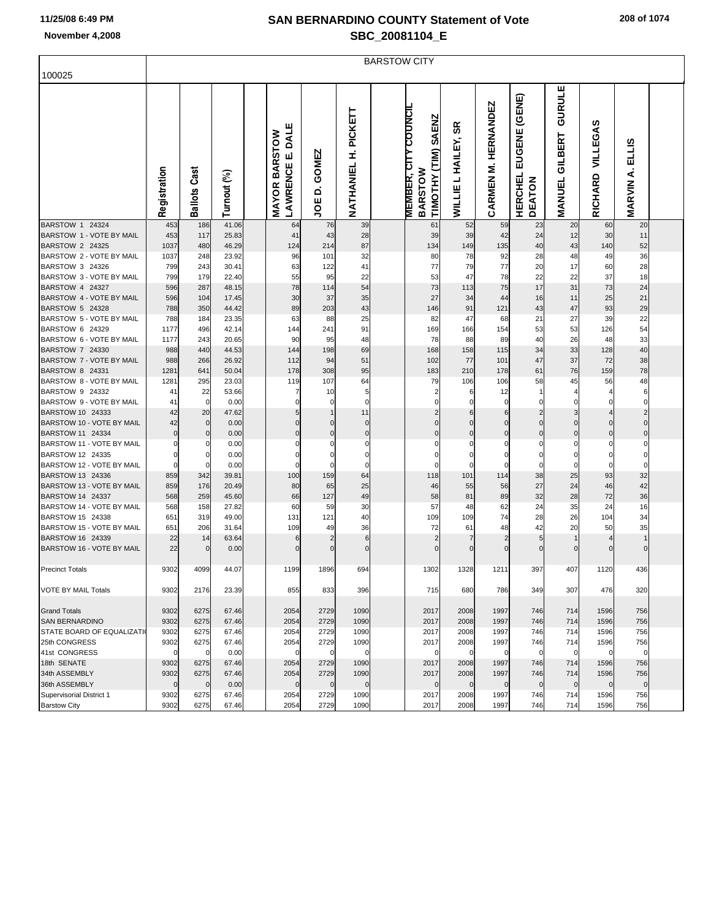# SAN BERNARDINO COUNTY Statement of Vote

## SBC_20081104_E

November 4,2008

100025 — BARSTOW CITY

| | Registration | Ballots Cast | Turnout (%) | MAYOR BARSTOW LAWRENCE E. DALE | JOE D. GOMEZ | NATHANIEL H. PICKETT | MEMBER, CITY COUNCIL BARSTOW TIMOTHY (TIM) SAENZ | WILLIE L HAILEY, SR | CARMEN M. HERNANDEZ | HERCHEL EUGENE (GENE) DEATON | MANUEL GILBERT GURULE | RICHARD VILLEGAS | MARVIN A. ELLIS |
|---|---|---|---|---|---|---|---|---|---|---|---|---|---|
| BARSTOW 1 24324 | 453 | 186 | 41.06 | 64 | 76 | 39 | 61 | 52 | 59 | 23 | 20 | 60 | 20 |
| BARSTOW 1 - VOTE BY MAIL | 453 | 117 | 25.83 | 41 | 43 | 28 | 39 | 39 | 42 | 24 | 12 | 30 | 11 |
| BARSTOW 2 24325 | 1037 | 480 | 46.29 | 124 | 214 | 87 | 134 | 149 | 135 | 40 | 43 | 140 | 52 |
| BARSTOW 2 - VOTE BY MAIL | 1037 | 248 | 23.92 | 96 | 101 | 32 | 80 | 78 | 92 | 28 | 48 | 49 | 36 |
| BARSTOW 3 24326 | 799 | 243 | 30.41 | 63 | 122 | 41 | 77 | 79 | 77 | 20 | 17 | 60 | 28 |
| BARSTOW 3 - VOTE BY MAIL | 799 | 179 | 22.40 | 55 | 95 | 22 | 53 | 47 | 78 | 22 | 22 | 37 | 18 |
| BARSTOW 4 24327 | 596 | 287 | 48.15 | 78 | 114 | 54 | 73 | 113 | 75 | 17 | 31 | 73 | 24 |
| BARSTOW 4 - VOTE BY MAIL | 596 | 104 | 17.45 | 30 | 37 | 35 | 27 | 34 | 44 | 16 | 11 | 25 | 21 |
| BARSTOW 5 24328 | 788 | 350 | 44.42 | 89 | 203 | 43 | 146 | 91 | 121 | 43 | 47 | 93 | 29 |
| BARSTOW 5 - VOTE BY MAIL | 788 | 184 | 23.35 | 63 | 88 | 25 | 82 | 47 | 68 | 21 | 27 | 39 | 22 |
| BARSTOW 6 24329 | 1177 | 496 | 42.14 | 144 | 241 | 91 | 169 | 166 | 154 | 53 | 53 | 126 | 54 |
| BARSTOW 6 - VOTE BY MAIL | 1177 | 243 | 20.65 | 90 | 95 | 48 | 78 | 88 | 89 | 40 | 26 | 48 | 33 |
| BARSTOW 7 24330 | 988 | 440 | 44.53 | 144 | 198 | 69 | 168 | 158 | 115 | 34 | 33 | 128 | 40 |
| BARSTOW 7 - VOTE BY MAIL | 988 | 266 | 26.92 | 112 | 94 | 51 | 102 | 77 | 101 | 47 | 37 | 72 | 38 |
| BARSTOW 8 24331 | 1281 | 641 | 50.04 | 178 | 308 | 95 | 183 | 210 | 178 | 61 | 76 | 159 | 78 |
| BARSTOW 8 - VOTE BY MAIL | 1281 | 295 | 23.03 | 119 | 107 | 64 | 79 | 106 | 106 | 58 | 45 | 56 | 48 |
| BARSTOW 9 24332 | 41 | 22 | 53.66 | 7 | 10 | 5 | 2 | 6 | 12 | 1 | 4 | 4 | 6 |
| BARSTOW 9 - VOTE BY MAIL | 41 | 0 | 0.00 | 0 | 0 | 0 | 0 | 0 | 0 | 0 | 0 | 0 | 0 |
| BARSTOW 10 24333 | 42 | 20 | 47.62 | 5 | 1 | 11 | 2 | 6 | 6 | 2 | 3 | 4 | 2 |
| BARSTOW 10 - VOTE BY MAIL | 42 | 0 | 0.00 | 0 | 0 | 0 | 0 | 0 | 0 | 0 | 0 | 0 | 0 |
| BARSTOW 11 24334 | 0 | 0 | 0.00 | 0 | 0 | 0 | 0 | 0 | 0 | 0 | 0 | 0 | 0 |
| BARSTOW 11 - VOTE BY MAIL | 0 | 0 | 0.00 | 0 | 0 | 0 | 0 | 0 | 0 | 0 | 0 | 0 | 0 |
| BARSTOW 12 24335 | 0 | 0 | 0.00 | 0 | 0 | 0 | 0 | 0 | 0 | 0 | 0 | 0 | 0 |
| BARSTOW 12 - VOTE BY MAIL | 0 | 0 | 0.00 | 0 | 0 | 0 | 0 | 0 | 0 | 0 | 0 | 0 | 0 |
| BARSTOW 13 24336 | 859 | 342 | 39.81 | 100 | 159 | 64 | 118 | 101 | 114 | 38 | 25 | 93 | 32 |
| BARSTOW 13 - VOTE BY MAIL | 859 | 176 | 20.49 | 80 | 65 | 25 | 46 | 55 | 56 | 27 | 24 | 46 | 42 |
| BARSTOW 14 24337 | 568 | 259 | 45.60 | 66 | 127 | 49 | 58 | 81 | 89 | 32 | 28 | 72 | 36 |
| BARSTOW 14 - VOTE BY MAIL | 568 | 158 | 27.82 | 60 | 59 | 30 | 57 | 48 | 62 | 24 | 35 | 24 | 16 |
| BARSTOW 15 24338 | 651 | 319 | 49.00 | 131 | 121 | 40 | 109 | 109 | 74 | 28 | 26 | 104 | 34 |
| BARSTOW 15 - VOTE BY MAIL | 651 | 206 | 31.64 | 109 | 49 | 36 | 72 | 61 | 48 | 42 | 20 | 50 | 35 |
| BARSTOW 16 24339 | 22 | 14 | 63.64 | 6 | 2 | 6 | 2 | 7 | 2 | 5 | 1 | 4 | 1 |
| BARSTOW 16 - VOTE BY MAIL | 22 | 0 | 0.00 | 0 | 0 | 0 | 0 | 0 | 0 | 0 | 0 | 0 | 0 |
| Precinct Totals | 9302 | 4099 | 44.07 | 1199 | 1896 | 694 | 1302 | 1328 | 1211 | 397 | 407 | 1120 | 436 |
| VOTE BY MAIL Totals | 9302 | 2176 | 23.39 | 855 | 833 | 396 | 715 | 680 | 786 | 349 | 307 | 476 | 320 |
| Grand Totals | 9302 | 6275 | 67.46 | 2054 | 2729 | 1090 | 2017 | 2008 | 1997 | 746 | 714 | 1596 | 756 |
| SAN BERNARDINO | 9302 | 6275 | 67.46 | 2054 | 2729 | 1090 | 2017 | 2008 | 1997 | 746 | 714 | 1596 | 756 |
| STATE BOARD OF EQUALIZATI | 9302 | 6275 | 67.46 | 2054 | 2729 | 1090 | 2017 | 2008 | 1997 | 746 | 714 | 1596 | 756 |
| 25th CONGRESS | 9302 | 6275 | 67.46 | 2054 | 2729 | 1090 | 2017 | 2008 | 1997 | 746 | 714 | 1596 | 756 |
| 41st CONGRESS | 0 | 0 | 0.00 | 0 | 0 | 0 | 0 | 0 | 0 | 0 | 0 | 0 | 0 |
| 18th SENATE | 9302 | 6275 | 67.46 | 2054 | 2729 | 1090 | 2017 | 2008 | 1997 | 746 | 714 | 1596 | 756 |
| 34th ASSEMBLY | 9302 | 6275 | 67.46 | 2054 | 2729 | 1090 | 2017 | 2008 | 1997 | 746 | 714 | 1596 | 756 |
| 36th ASSEMBLY | 0 | 0 | 0.00 | 0 | 0 | 0 | 0 | 0 | 0 | 0 | 0 | 0 | 0 |
| Supervisorial District 1 | 9302 | 6275 | 67.46 | 2054 | 2729 | 1090 | 2017 | 2008 | 1997 | 746 | 714 | 1596 | 756 |
| Barstow City | 9302 | 6275 | 67.46 | 2054 | 2729 | 1090 | 2017 | 2008 | 1997 | 746 | 714 | 1596 | 756 |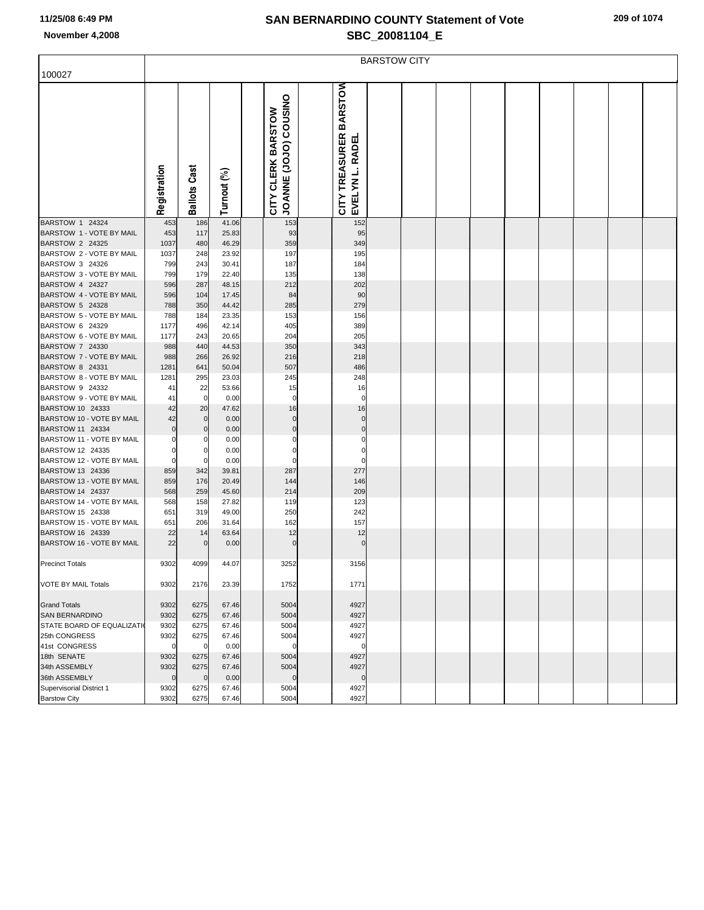# SAN BERNARDINO COUNTY Statement of Vote

## SBC_20081104_E

November 4,2008

| 100027 | BARSTOW CITY | | | | | | |
|---|---|---|---|---|---|---|---|
| | Registration | Ballots Cast | Turnout (%) | | CITY CLERK BARSTOW JOANNE (JOJO) COUSINO | | CITY TREASURER BARSTOW EVELYN L. RADEL |
| BARSTOW 1 24324 | 453 | 186 | 41.06 | | 153 | | 152 |
| BARSTOW 1 - VOTE BY MAIL | 453 | 117 | 25.83 | | 93 | | 95 |
| BARSTOW 2 24325 | 1037 | 480 | 46.29 | | 359 | | 349 |
| BARSTOW 2 - VOTE BY MAIL | 1037 | 248 | 23.92 | | 197 | | 195 |
| BARSTOW 3 24326 | 799 | 243 | 30.41 | | 187 | | 184 |
| BARSTOW 3 - VOTE BY MAIL | 799 | 179 | 22.40 | | 135 | | 138 |
| BARSTOW 4 24327 | 596 | 287 | 48.15 | | 212 | | 202 |
| BARSTOW 4 - VOTE BY MAIL | 596 | 104 | 17.45 | | 84 | | 90 |
| BARSTOW 5 24328 | 788 | 350 | 44.42 | | 285 | | 279 |
| BARSTOW 5 - VOTE BY MAIL | 788 | 184 | 23.35 | | 153 | | 156 |
| BARSTOW 6 24329 | 1177 | 496 | 42.14 | | 405 | | 389 |
| BARSTOW 6 - VOTE BY MAIL | 1177 | 243 | 20.65 | | 204 | | 205 |
| BARSTOW 7 24330 | 988 | 440 | 44.53 | | 350 | | 343 |
| BARSTOW 7 - VOTE BY MAIL | 988 | 266 | 26.92 | | 216 | | 218 |
| BARSTOW 8 24331 | 1281 | 641 | 50.04 | | 507 | | 486 |
| BARSTOW 8 - VOTE BY MAIL | 1281 | 295 | 23.03 | | 245 | | 248 |
| BARSTOW 9 24332 | 41 | 22 | 53.66 | | 15 | | 16 |
| BARSTOW 9 - VOTE BY MAIL | 41 | 0 | 0.00 | | 0 | | 0 |
| BARSTOW 10 24333 | 42 | 20 | 47.62 | | 16 | | 16 |
| BARSTOW 10 - VOTE BY MAIL | 42 | 0 | 0.00 | | 0 | | 0 |
| BARSTOW 11 24334 | 0 | 0 | 0.00 | | 0 | | 0 |
| BARSTOW 11 - VOTE BY MAIL | 0 | 0 | 0.00 | | 0 | | 0 |
| BARSTOW 12 24335 | 0 | 0 | 0.00 | | 0 | | 0 |
| BARSTOW 12 - VOTE BY MAIL | 0 | 0 | 0.00 | | 0 | | 0 |
| BARSTOW 13 24336 | 859 | 342 | 39.81 | | 287 | | 277 |
| BARSTOW 13 - VOTE BY MAIL | 859 | 176 | 20.49 | | 144 | | 146 |
| BARSTOW 14 24337 | 568 | 259 | 45.60 | | 214 | | 209 |
| BARSTOW 14 - VOTE BY MAIL | 568 | 158 | 27.82 | | 119 | | 123 |
| BARSTOW 15 24338 | 651 | 319 | 49.00 | | 250 | | 242 |
| BARSTOW 15 - VOTE BY MAIL | 651 | 206 | 31.64 | | 162 | | 157 |
| BARSTOW 16 24339 | 22 | 14 | 63.64 | | 12 | | 12 |
| BARSTOW 16 - VOTE BY MAIL | 22 | 0 | 0.00 | | 0 | | 0 |
| Precinct Totals | 9302 | 4099 | 44.07 | | 3252 | | 3156 |
| VOTE BY MAIL Totals | 9302 | 2176 | 23.39 | | 1752 | | 1771 |
| Grand Totals | 9302 | 6275 | 67.46 | | 5004 | | 4927 |
| SAN BERNARDINO | 9302 | 6275 | 67.46 | | 5004 | | 4927 |
| STATE BOARD OF EQUALIZATI | 9302 | 6275 | 67.46 | | 5004 | | 4927 |
| 25th CONGRESS | 9302 | 6275 | 67.46 | | 5004 | | 4927 |
| 41st CONGRESS | 0 | 0 | 0.00 | | 0 | | 0 |
| 18th SENATE | 9302 | 6275 | 67.46 | | 5004 | | 4927 |
| 34th ASSEMBLY | 9302 | 6275 | 67.46 | | 5004 | | 4927 |
| 36th ASSEMBLY | 0 | 0 | 0.00 | | 0 | | 0 |
| Supervisorial District 1 | 9302 | 6275 | 67.46 | | 5004 | | 4927 |
| Barstow City | 9302 | 6275 | 67.46 | | 5004 | | 4927 |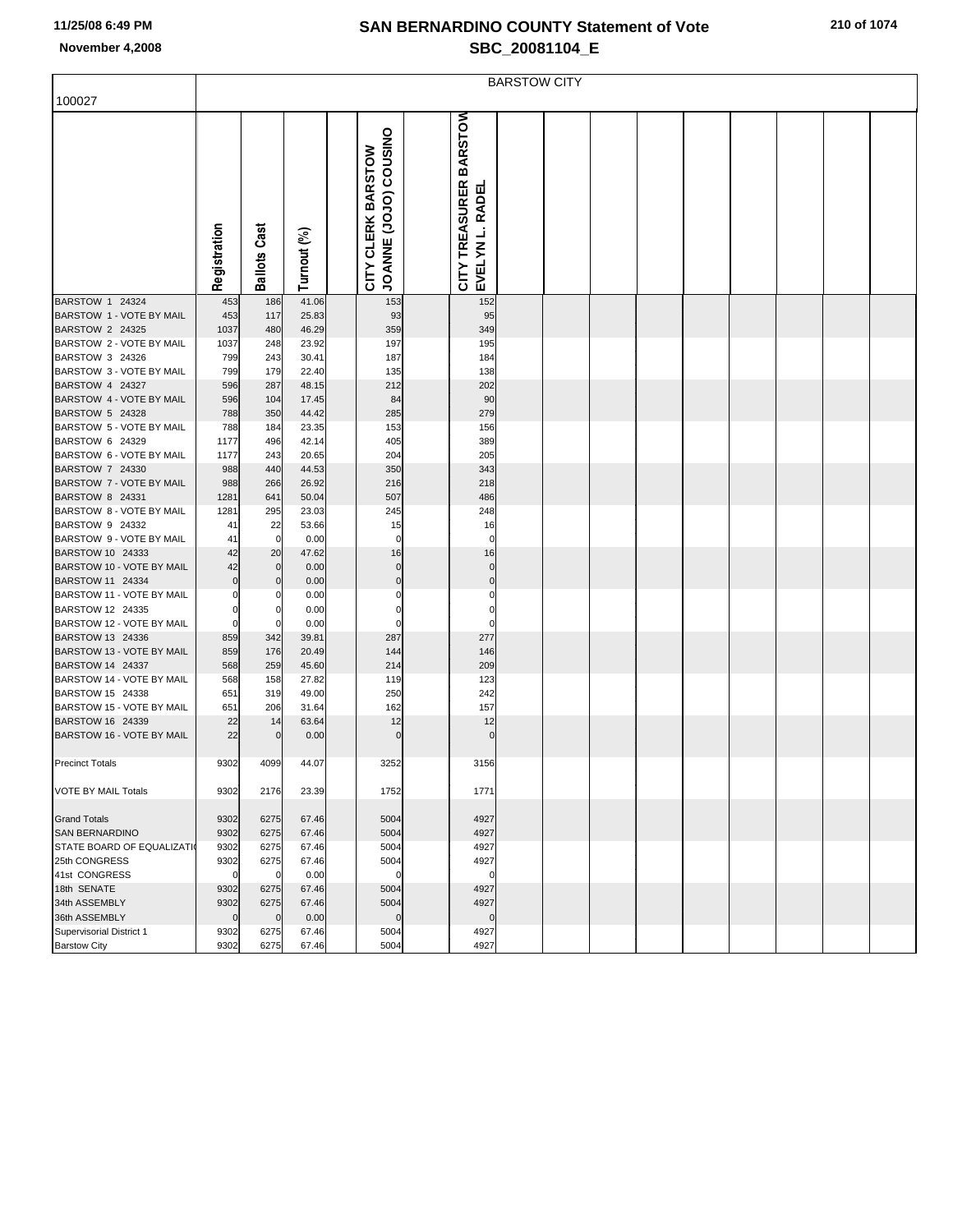# SAN BERNARDINO COUNTY Statement of Vote

## SBC_20081104_E

November 4,2008

| 100027 | BARSTOW CITY | | | | | | |
|---|---|---|---|---|---|---|---|
| | Registration | Ballots Cast | Turnout (%) | | CITY CLERK BARSTOW JOANNE (JOJO) COUSINO | | CITY TREASURER BARSTOW EVELYN L. RADEL |
| BARSTOW 1 24324 | 453 | 186 | 41.06 | | 153 | | 152 |
| BARSTOW 1 - VOTE BY MAIL | 453 | 117 | 25.83 | | 93 | | 95 |
| BARSTOW 2 24325 | 1037 | 480 | 46.29 | | 359 | | 349 |
| BARSTOW 2 - VOTE BY MAIL | 1037 | 248 | 23.92 | | 197 | | 195 |
| BARSTOW 3 24326 | 799 | 243 | 30.41 | | 187 | | 184 |
| BARSTOW 3 - VOTE BY MAIL | 799 | 179 | 22.40 | | 135 | | 138 |
| BARSTOW 4 24327 | 596 | 287 | 48.15 | | 212 | | 202 |
| BARSTOW 4 - VOTE BY MAIL | 596 | 104 | 17.45 | | 84 | | 90 |
| BARSTOW 5 24328 | 788 | 350 | 44.42 | | 285 | | 279 |
| BARSTOW 5 - VOTE BY MAIL | 788 | 184 | 23.35 | | 153 | | 156 |
| BARSTOW 6 24329 | 1177 | 496 | 42.14 | | 405 | | 389 |
| BARSTOW 6 - VOTE BY MAIL | 1177 | 243 | 20.65 | | 204 | | 205 |
| BARSTOW 7 24330 | 988 | 440 | 44.53 | | 350 | | 343 |
| BARSTOW 7 - VOTE BY MAIL | 988 | 266 | 26.92 | | 216 | | 218 |
| BARSTOW 8 24331 | 1281 | 641 | 50.04 | | 507 | | 486 |
| BARSTOW 8 - VOTE BY MAIL | 1281 | 295 | 23.03 | | 245 | | 248 |
| BARSTOW 9 24332 | 41 | 22 | 53.66 | | 15 | | 16 |
| BARSTOW 9 - VOTE BY MAIL | 41 | 0 | 0.00 | | 0 | | 0 |
| BARSTOW 10 24333 | 42 | 20 | 47.62 | | 16 | | 16 |
| BARSTOW 10 - VOTE BY MAIL | 42 | 0 | 0.00 | | 0 | | 0 |
| BARSTOW 11 24334 | 0 | 0 | 0.00 | | 0 | | 0 |
| BARSTOW 11 - VOTE BY MAIL | 0 | 0 | 0.00 | | 0 | | 0 |
| BARSTOW 12 24335 | 0 | 0 | 0.00 | | 0 | | 0 |
| BARSTOW 12 - VOTE BY MAIL | 0 | 0 | 0.00 | | 0 | | 0 |
| BARSTOW 13 24336 | 859 | 342 | 39.81 | | 287 | | 277 |
| BARSTOW 13 - VOTE BY MAIL | 859 | 176 | 20.49 | | 144 | | 146 |
| BARSTOW 14 24337 | 568 | 259 | 45.60 | | 214 | | 209 |
| BARSTOW 14 - VOTE BY MAIL | 568 | 158 | 27.82 | | 119 | | 123 |
| BARSTOW 15 24338 | 651 | 319 | 49.00 | | 250 | | 242 |
| BARSTOW 15 - VOTE BY MAIL | 651 | 206 | 31.64 | | 162 | | 157 |
| BARSTOW 16 24339 | 22 | 14 | 63.64 | | 12 | | 12 |
| BARSTOW 16 - VOTE BY MAIL | 22 | 0 | 0.00 | | 0 | | 0 |
| Precinct Totals | 9302 | 4099 | 44.07 | | 3252 | | 3156 |
| VOTE BY MAIL Totals | 9302 | 2176 | 23.39 | | 1752 | | 1771 |
| Grand Totals | 9302 | 6275 | 67.46 | | 5004 | | 4927 |
| SAN BERNARDINO | 9302 | 6275 | 67.46 | | 5004 | | 4927 |
| STATE BOARD OF EQUALIZATI | 9302 | 6275 | 67.46 | | 5004 | | 4927 |
| 25th CONGRESS | 9302 | 6275 | 67.46 | | 5004 | | 4927 |
| 41st CONGRESS | 0 | 0 | 0.00 | | 0 | | 0 |
| 18th SENATE | 9302 | 6275 | 67.46 | | 5004 | | 4927 |
| 34th ASSEMBLY | 9302 | 6275 | 67.46 | | 5004 | | 4927 |
| 36th ASSEMBLY | 0 | 0 | 0.00 | | 0 | | 0 |
| Supervisorial District 1 | 9302 | 6275 | 67.46 | | 5004 | | 4927 |
| Barstow City | 9302 | 6275 | 67.46 | | 5004 | | 4927 |